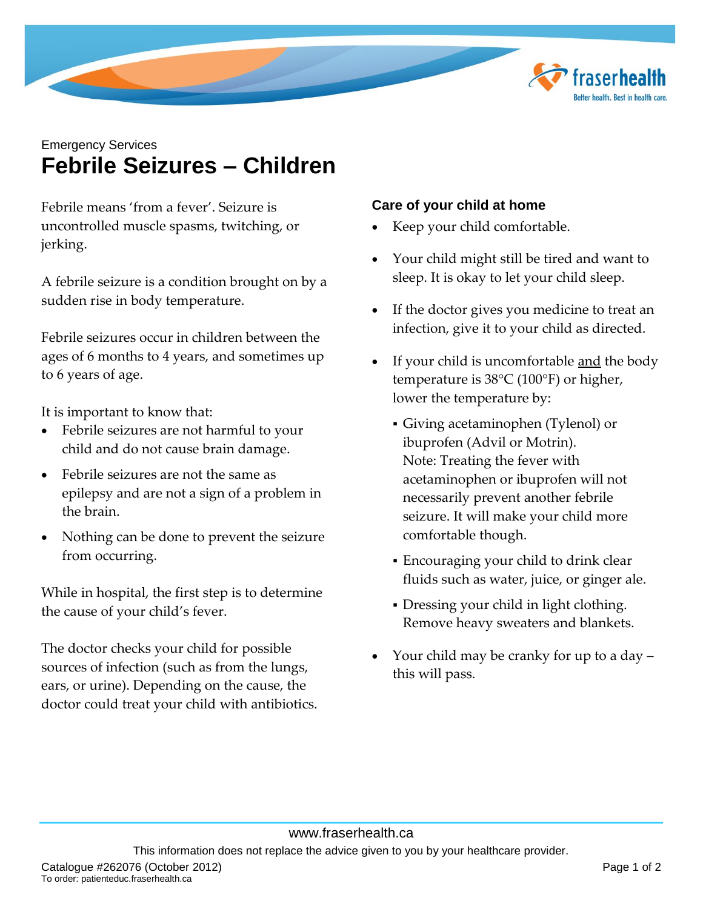Emergency Services

# Febrile Seizures – Children

Febrile means 'from a fever'. Seizure is uncontrolled muscle spasms, twitching, or jerking.

A febrile seizure is a condition brought on by a sudden rise in body temperature.

Febrile seizures occur in children between the ages of 6 months to 4 years, and sometimes up to 6 years of age.

It is important to know that:

- Febrile seizures are not harmful to your child and do not cause brain damage.
- Febrile seizures are not the same as epilepsy and are not a sign of a problem in the brain.
- Nothing can be done to prevent the seizure from occurring.

While in hospital, the first step is to determine the cause of your child's fever.

The doctor checks your child for possible sources of infection (such as from the lungs, ears, or urine). Depending on the cause, the doctor could treat your child with antibiotics.

### Care of your child at home

- Keep your child comfortable.
- Your child might still be tired and want to sleep. It is okay to let your child sleep.
- If the doctor gives you medicine to treat an infection, give it to your child as directed.
- If your child is uncomfortable <u>and</u> the body temperature is 38°C (100°F) or higher, lower the temperature by:
  - Giving acetaminophen (Tylenol) or ibuprofen (Advil or Motrin). Note: Treating the fever with acetaminophen or ibuprofen will not necessarily prevent another febrile seizure. It will make your child more comfortable though.
  - Encouraging your child to drink clear fluids such as water, juice, or ginger ale.
  - Dressing your child in light clothing. Remove heavy sweaters and blankets.
- Your child may be cranky for up to a day – this will pass.

www.fraserhealth.ca

This information does not replace the advice given to you by your healthcare provider.

Catalogue #262076 (October 2012)
To order: patienteduc.fraserhealth.ca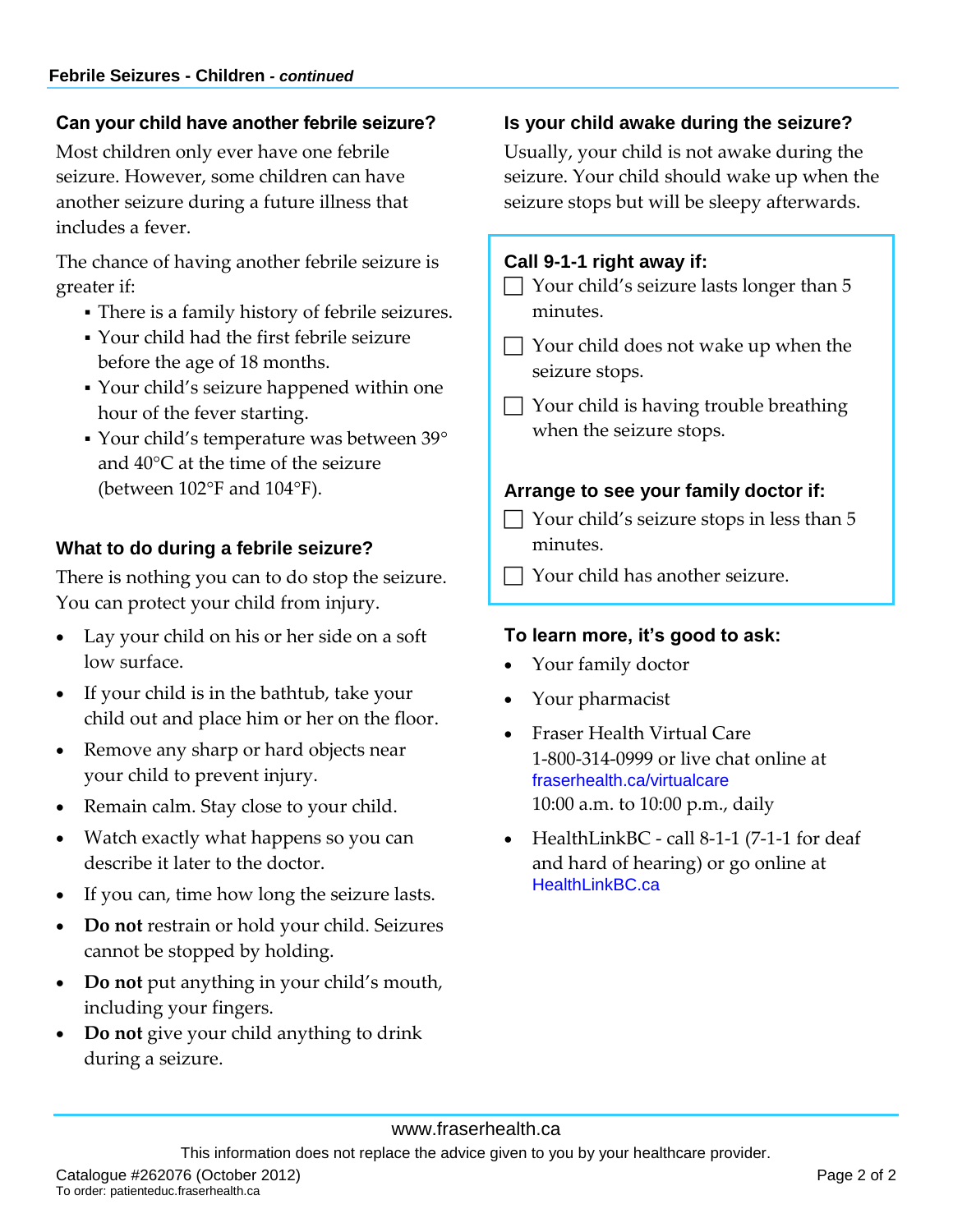## Can your child have another febrile seizure?

Most children only ever have one febrile seizure. However, some children can have another seizure during a future illness that includes a fever.

The chance of having another febrile seizure is greater if:

- There is a family history of febrile seizures.
- Your child had the first febrile seizure before the age of 18 months.
- Your child's seizure happened within one hour of the fever starting.
- Your child's temperature was between 39° and 40°C at the time of the seizure (between 102°F and 104°F).

## What to do during a febrile seizure?

There is nothing you can to do stop the seizure. You can protect your child from injury.

- Lay your child on his or her side on a soft low surface.
- If your child is in the bathtub, take your child out and place him or her on the floor.
- Remove any sharp or hard objects near your child to prevent injury.
- Remain calm. Stay close to your child.
- Watch exactly what happens so you can describe it later to the doctor.
- If you can, time how long the seizure lasts.
- **Do not** restrain or hold your child. Seizures cannot be stopped by holding.
- **Do not** put anything in your child's mouth, including your fingers.
- **Do not** give your child anything to drink during a seizure.

## Is your child awake during the seizure?

Usually, your child is not awake during the seizure. Your child should wake up when the seizure stops but will be sleepy afterwards.

**Call 9-1-1 right away if:**

- [ ] Your child's seizure lasts longer than 5 minutes.
- [ ] Your child does not wake up when the seizure stops.
- [ ] Your child is having trouble breathing when the seizure stops.

**Arrange to see your family doctor if:**

- [ ] Your child's seizure stops in less than 5 minutes.
- [ ] Your child has another seizure.

## To learn more, it's good to ask:

- Your family doctor
- Your pharmacist
- Fraser Health Virtual Care 1-800-314-0999 or live chat online at fraserhealth.ca/virtualcare 10:00 a.m. to 10:00 p.m., daily
- HealthLinkBC - call 8-1-1 (7-1-1 for deaf and hard of hearing) or go online at HealthLinkBC.ca

www.fraserhealth.ca

This information does not replace the advice given to you by your healthcare provider.

Catalogue #262076 (October 2012)
To order: patienteduc.fraserhealth.ca